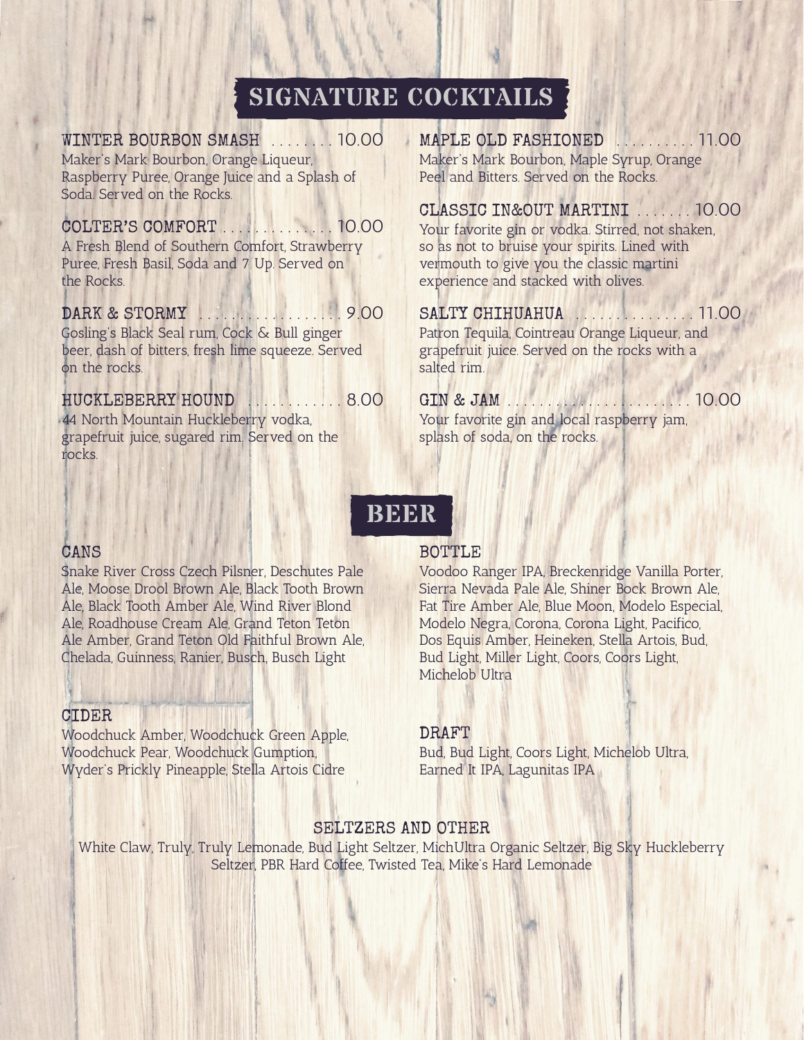# SIGNATURE COCKTAILS

**WINTER BOURBON SMASH** ........ 10.00
Maker's Mark Bourbon, Orange Liqueur, Raspberry Puree, Orange Juice and a Splash of Soda. Served on the Rocks.

**COLTER'S COMFORT** .............. 10.00
A Fresh Blend of Southern Comfort, Strawberry Puree, Fresh Basil, Soda and 7 Up. Served on the Rocks.

**DARK & STORMY** .................. 9.00
Gosling's Black Seal rum, Cock & Bull ginger beer, dash of bitters, fresh lime squeeze. Served on the rocks.

**HUCKLEBERRY HOUND** ............ 8.00
44 North Mountain Huckleberry vodka, grapefruit juice, sugared rim. Served on the rocks.

**MAPLE OLD FASHIONED** .......... 11.00
Maker's Mark Bourbon, Maple Syrup, Orange Peel and Bitters. Served on the Rocks.

**CLASSIC IN&OUT MARTINI** ....... 10.00
Your favorite gin or vodka. Stirred, not shaken, so as not to bruise your spirits. Lined with vermouth to give you the classic martini experience and stacked with olives.

**SALTY CHIHUAHUA** ............... 11.00
Patron Tequila, Cointreau Orange Liqueur, and grapefruit juice. Served on the rocks with a salted rim.

**GIN & JAM** ........................... 10.00
Your favorite gin and local raspberry jam, splash of soda, on the rocks.

# BEER

### CANS
Snake River Cross Czech Pilsner, Deschutes Pale Ale, Moose Drool Brown Ale, Black Tooth Brown Ale, Black Tooth Amber Ale, Wind River Blond Ale, Roadhouse Cream Ale, Grand Teton Teton Ale Amber, Grand Teton Old Faithful Brown Ale, Chelada, Guinness, Ranier, Busch, Busch Light

### CIDER
Woodchuck Amber, Woodchuck Green Apple, Woodchuck Pear, Woodchuck Gumption, Wyder's Prickly Pineapple, Stella Artois Cidre

### BOTTLE
Voodoo Ranger IPA, Breckenridge Vanilla Porter, Sierra Nevada Pale Ale, Shiner Bock Brown Ale, Fat Tire Amber Ale, Blue Moon, Modelo Especial, Modelo Negra, Corona, Corona Light, Pacifico, Dos Equis Amber, Heineken, Stella Artois, Bud, Bud Light, Miller Light, Coors, Coors Light, Michelob Ultra

### DRAFT
Bud, Bud Light, Coors Light, Michelob Ultra, Earned It IPA, Lagunitas IPA

### SELTZERS AND OTHER
White Claw, Truly, Truly Lemonade, Bud Light Seltzer, MichUltra Organic Seltzer, Big Sky Huckleberry Seltzer, PBR Hard Coffee, Twisted Tea, Mike's Hard Lemonade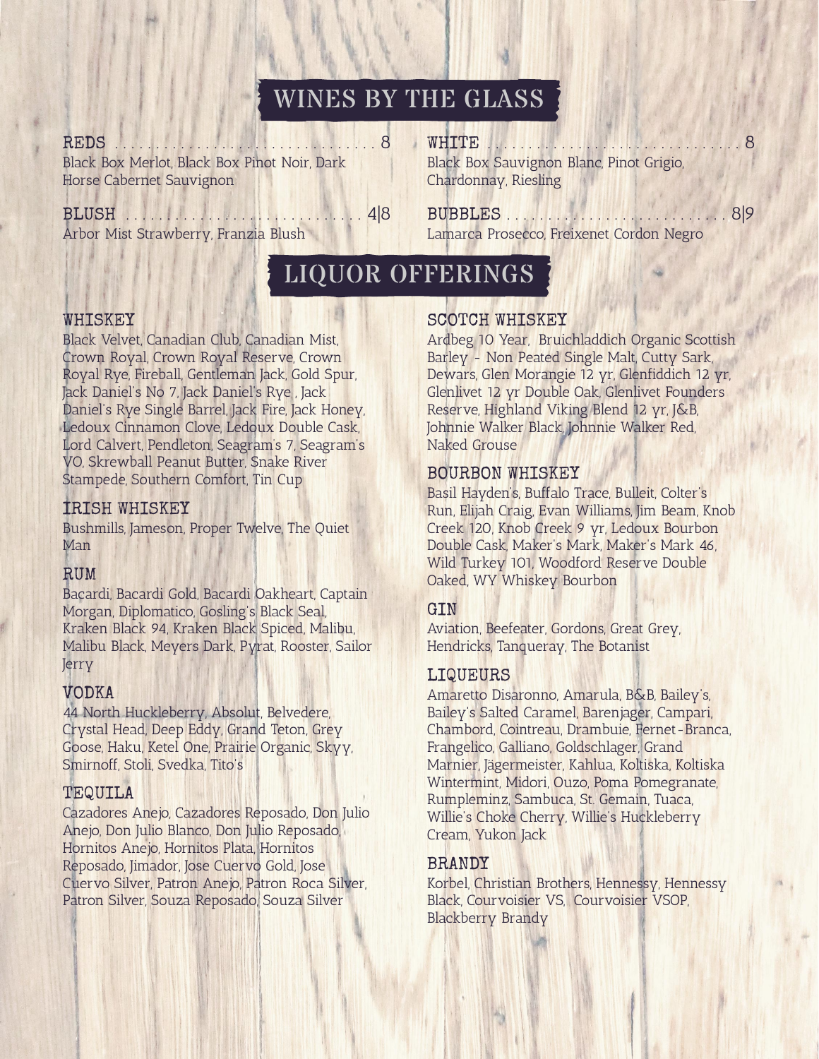# WINES BY THE GLASS

## REDS ... 8
Black Box Merlot, Black Box Pinot Noir, Dark Horse Cabernet Sauvignon

## BLUSH ... 4|8
Arbor Mist Strawberry, Franzia Blush

## WHITE ... 8
Black Box Sauvignon Blanc, Pinot Grigio, Chardonnay, Riesling

## BUBBLES ... 8|9
Lamarca Prosecco, Freixenet Cordon Negro

# LIQUOR OFFERINGS

## WHISKEY
Black Velvet, Canadian Club, Canadian Mist, Crown Royal, Crown Royal Reserve, Crown Royal Rye, Fireball, Gentleman Jack, Gold Spur, Jack Daniel's No 7, Jack Daniel's Rye , Jack Daniel's Rye Single Barrel, Jack Fire, Jack Honey, Ledoux Cinnamon Clove, Ledoux Double Cask, Lord Calvert, Pendleton, Seagram's 7, Seagram's VO, Skrewball Peanut Butter, Snake River Stampede, Southern Comfort, Tin Cup

## IRISH WHISKEY
Bushmills, Jameson, Proper Twelve, The Quiet Man

## RUM
Bacardi, Bacardi Gold, Bacardi Oakheart, Captain Morgan, Diplomatico, Gosling's Black Seal, Kraken Black 94, Kraken Black Spiced, Malibu, Malibu Black, Meyers Dark, Pyrat, Rooster, Sailor Jerry

## VODKA
44 North Huckleberry, Absolut, Belvedere, Crystal Head, Deep Eddy, Grand Teton, Grey Goose, Haku, Ketel One, Prairie Organic, Skyy, Smirnoff, Stoli, Svedka, Tito's

## TEQUILA
Cazadores Anejo, Cazadores Reposado, Don Julio Anejo, Don Julio Blanco, Don Julio Reposado, Hornitos Anejo, Hornitos Plata, Hornitos Reposado, Jimador, Jose Cuervo Gold, Jose Cuervo Silver, Patron Anejo, Patron Roca Silver, Patron Silver, Souza Reposado, Souza Silver

## SCOTCH WHISKEY
Ardbeg 10 Year, Bruichladdich Organic Scottish Barley - Non Peated Single Malt, Cutty Sark, Dewars, Glen Morangie 12 yr, Glenfiddich 12 yr, Glenlivet 12 yr Double Oak, Glenlivet Founders Reserve, Highland Viking Blend 12 yr, J&B, Johnnie Walker Black, Johnnie Walker Red, Naked Grouse

## BOURBON WHISKEY
Basil Hayden's, Buffalo Trace, Bulleit, Colter's Run, Elijah Craig, Evan Williams, Jim Beam, Knob Creek 120, Knob Creek 9 yr, Ledoux Bourbon Double Cask, Maker's Mark, Maker's Mark 46, Wild Turkey 101, Woodford Reserve Double Oaked, WY Whiskey Bourbon

## GIN
Aviation, Beefeater, Gordons, Great Grey, Hendricks, Tanqueray, The Botanist

## LIQUEURS
Amaretto Disaronno, Amarula, B&B, Bailey's, Bailey's Salted Caramel, Barenjager, Campari, Chambord, Cointreau, Drambuie, Fernet-Branca, Frangelico, Galliano, Goldschlager, Grand Marnier, Jägermeister, Kahlua, Koltiska, Koltiska Wintermint, Midori, Ouzo, Poma Pomegranate, Rumpleminz, Sambuca, St. Gemain, Tuaca, Willie's Choke Cherry, Willie's Huckleberry Cream, Yukon Jack

## BRANDY
Korbel, Christian Brothers, Hennessy, Hennessy Black, Courvoisier VS, Courvoisier VSOP, Blackberry Brandy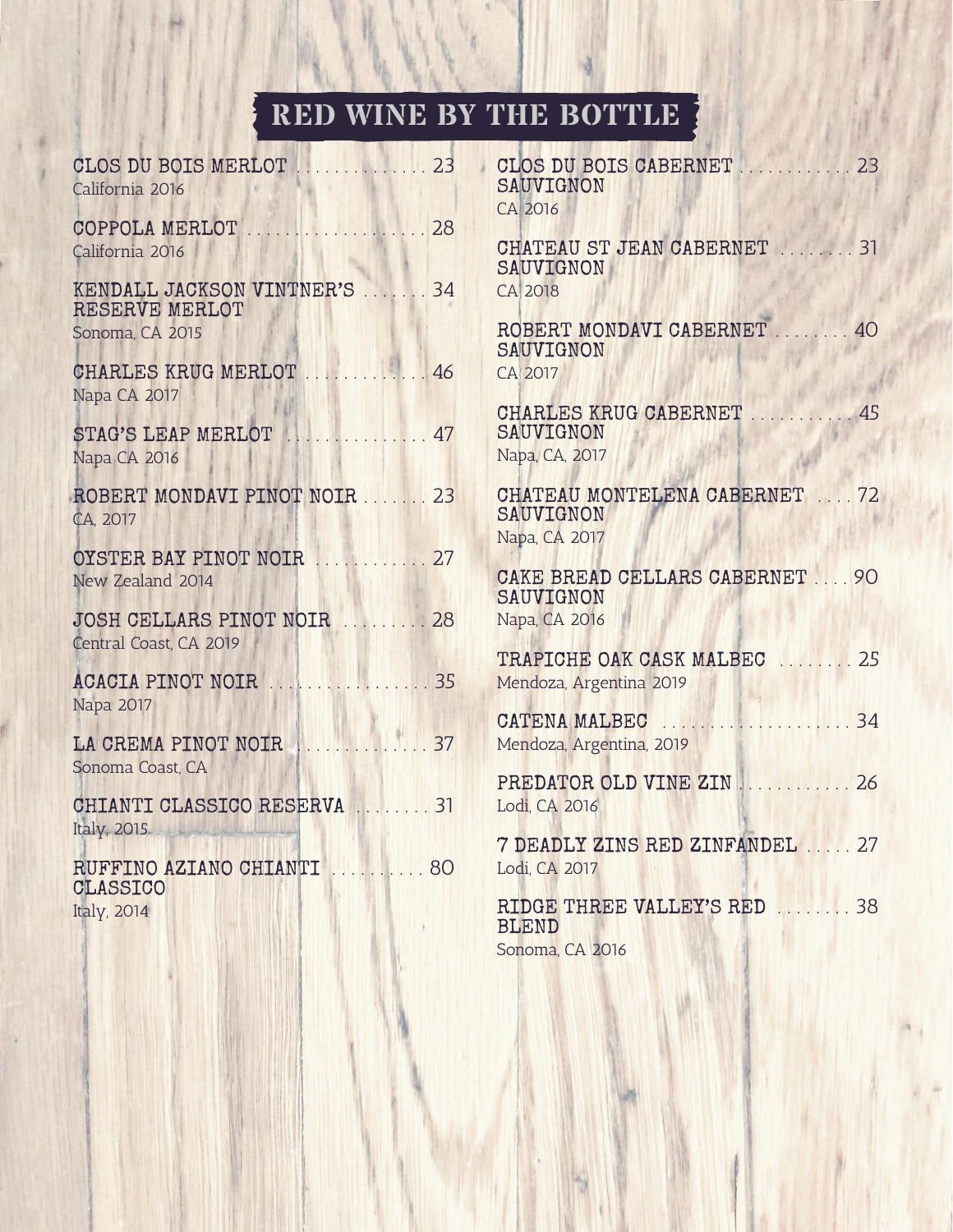# RED WINE BY THE BOTTLE

**CLOS DU BOIS MERLOT** .............. 23
California 2016

**COPPOLA MERLOT** .................... 28
California 2016

**KENDALL JACKSON VINTNER'S RESERVE MERLOT** ....... 34
Sonoma, CA 2015

**CHARLES KRUG MERLOT** .............. 46
Napa CA 2017

**STAG'S LEAP MERLOT** ............... 47
Napa CA 2016

**ROBERT MONDAVI PINOT NOIR** ....... 23
CA, 2017

**OYSTER BAY PINOT NOIR** ............ 27
New Zealand 2014

**JOSH CELLARS PINOT NOIR** ......... 28
Central Coast, CA 2019

**ACACIA PINOT NOIR** ................. 35
Napa 2017

**LA CREMA PINOT NOIR** .............. 37
Sonoma Coast, CA

**CHIANTI CLASSICO RESERVA** ........ 31
Italy, 2015

**RUFFINO AZIANO CHIANTI CLASSICO** .......... 80
Italy, 2014

**CLOS DU BOIS CABERNET SAUVIGNON** ............ 23
CA 2016

**CHATEAU ST JEAN CABERNET SAUVIGNON** ........ 31
CA 2018

**ROBERT MONDAVI CABERNET SAUVIGNON** ........ 40
CA 2017

**CHARLES KRUG CABERNET SAUVIGNON** ........... 45
Napa, CA, 2017

**CHATEAU MONTELENA CABERNET SAUVIGNON** .... 72
Napa, CA 2017

**CAKE BREAD CELLARS CABERNET SAUVIGNON** .... 90
Napa, CA 2016

**TRAPICHE OAK CASK MALBEC** ........ 25
Mendoza, Argentina 2019

**CATENA MALBEC** ..................... 34
Mendoza, Argentina, 2019

**PREDATOR OLD VINE ZIN** ............ 26
Lodi, CA 2016

**7 DEADLY ZINS RED ZINFANDEL** ..... 27
Lodi, CA 2017

**RIDGE THREE VALLEY'S RED BLEND** ........ 38
Sonoma, CA 2016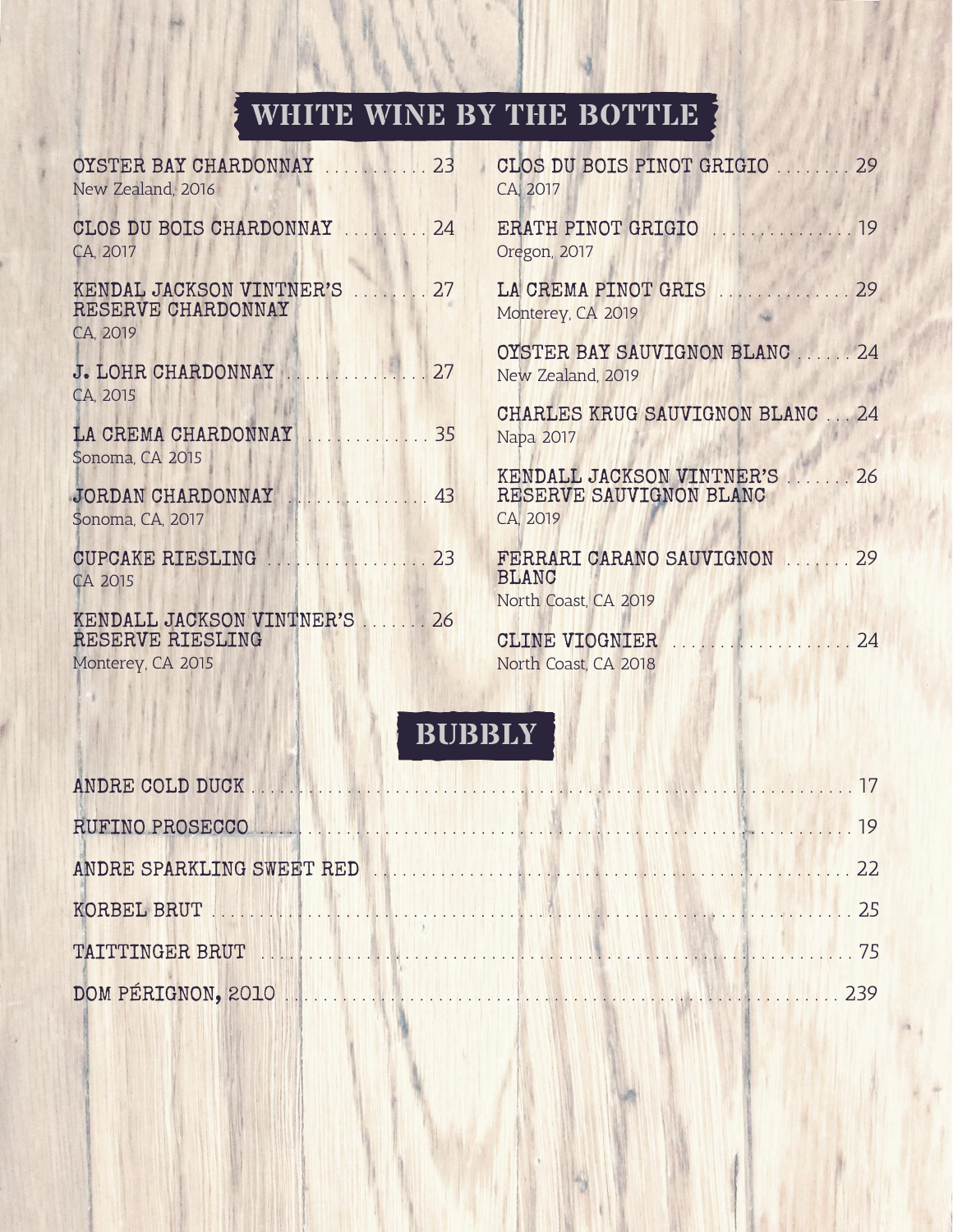# WHITE WINE BY THE BOTTLE

**OYSTER BAY CHARDONNAY** ........... 23
New Zealand, 2016

**CLOS DU BOIS CHARDONNAY** ......... 24
CA, 2017

**KENDAL JACKSON VINTNER'S RESERVE CHARDONNAY** ........ 27
CA, 2019

**J. LOHR CHARDONNAY** ............... 27
CA, 2015

**LA CREMA CHARDONNAY** ............. 35
Sonoma, CA 2015

**JORDAN CHARDONNAY** ............... 43
Sonoma, CA, 2017

**CUPCAKE RIESLING** ................. 23
CA 2015

**KENDALL JACKSON VINTNER'S RESERVE RIESLING** ....... 26
Monterey, CA 2015

**CLOS DU BOIS PINOT GRIGIO** ........ 29
CA, 2017

**ERATH PINOT GRIGIO** ............... 19
Oregon, 2017

**LA CREMA PINOT GRIS** .............. 29
Monterey, CA 2019

**OYSTER BAY SAUVIGNON BLANC** ...... 24
New Zealand, 2019

**CHARLES KRUG SAUVIGNON BLANC** ... 24
Napa 2017

**KENDALL JACKSON VINTNER'S RESERVE SAUVIGNON BLANC** ....... 26
CA, 2019

**FERRARI CARANO SAUVIGNON BLANC** ....... 29
North Coast, CA 2019

**CLINE VIOGNIER** .................. 24
North Coast, CA 2018

# BUBBLY

**ANDRE COLD DUCK** ........................ 17

**RUFINO PROSECCO** ........................ 19

**ANDRE SPARKLING SWEET RED** ............. 22

**KORBEL BRUT** ............................ 25

**TAITTINGER BRUT** ........................ 75

**DOM PÉRIGNON, 2010** ..................... 239